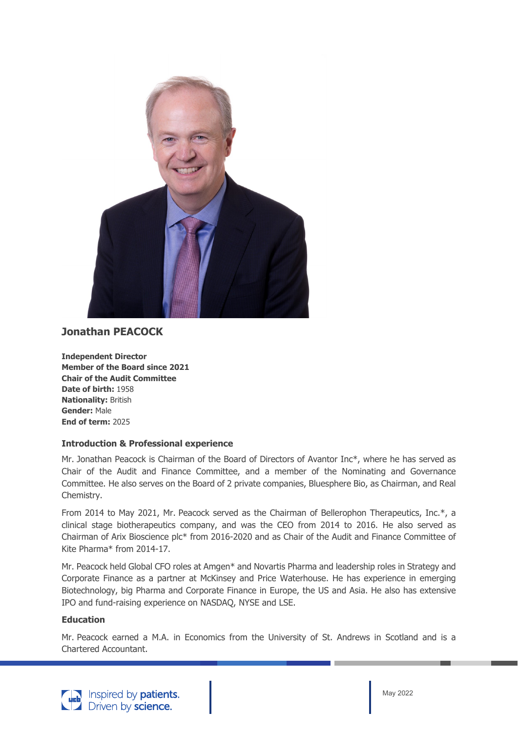## Jonathan PEACOCK

**Independent Director**
**Member of the Board since 2021**
**Chair of the Audit Committee**
**Date of birth:** 1958
**Nationality:** British
**Gender:** Male
**End of term:** 2025

### Introduction & Professional experience

Mr. Jonathan Peacock is Chairman of the Board of Directors of Avantor Inc*, where he has served as Chair of the Audit and Finance Committee, and a member of the Nominating and Governance Committee. He also serves on the Board of 2 private companies, Bluesphere Bio, as Chairman, and Real Chemistry.

From 2014 to May 2021, Mr. Peacock served as the Chairman of Bellerophon Therapeutics, Inc.*, a clinical stage biotherapeutics company, and was the CEO from 2014 to 2016. He also served as Chairman of Arix Bioscience plc* from 2016-2020 and as Chair of the Audit and Finance Committee of Kite Pharma* from 2014-17.

Mr. Peacock held Global CFO roles at Amgen* and Novartis Pharma and leadership roles in Strategy and Corporate Finance as a partner at McKinsey and Price Waterhouse. He has experience in emerging Biotechnology, big Pharma and Corporate Finance in Europe, the US and Asia. He also has extensive IPO and fund-raising experience on NASDAQ, NYSE and LSE.

### Education

Mr. Peacock earned a M.A. in Economics from the University of St. Andrews in Scotland and is a Chartered Accountant.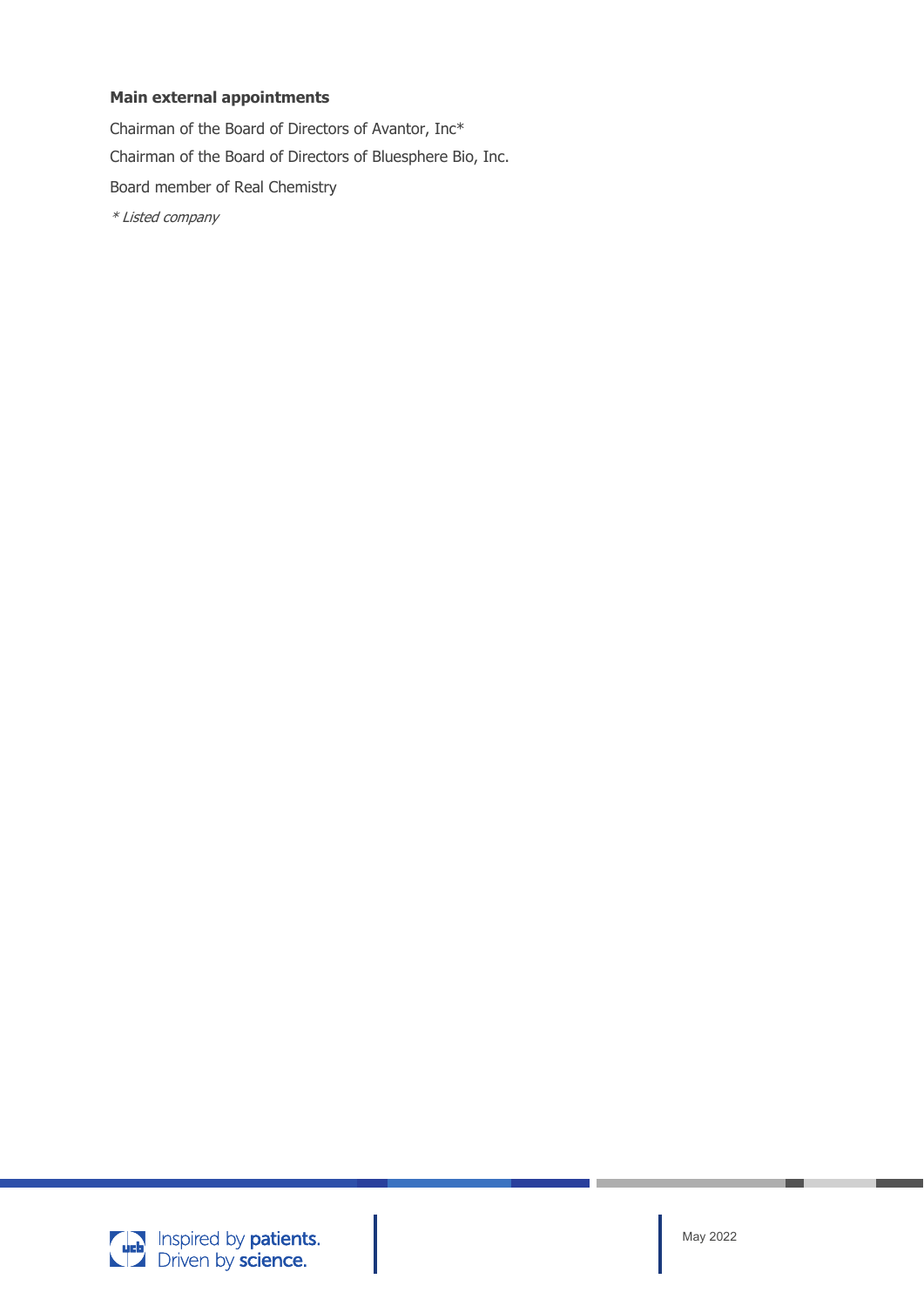**Main external appointments**

Chairman of the Board of Directors of Avantor, Inc*

Chairman of the Board of Directors of Bluesphere Bio, Inc.

Board member of Real Chemistry

*\* Listed company*